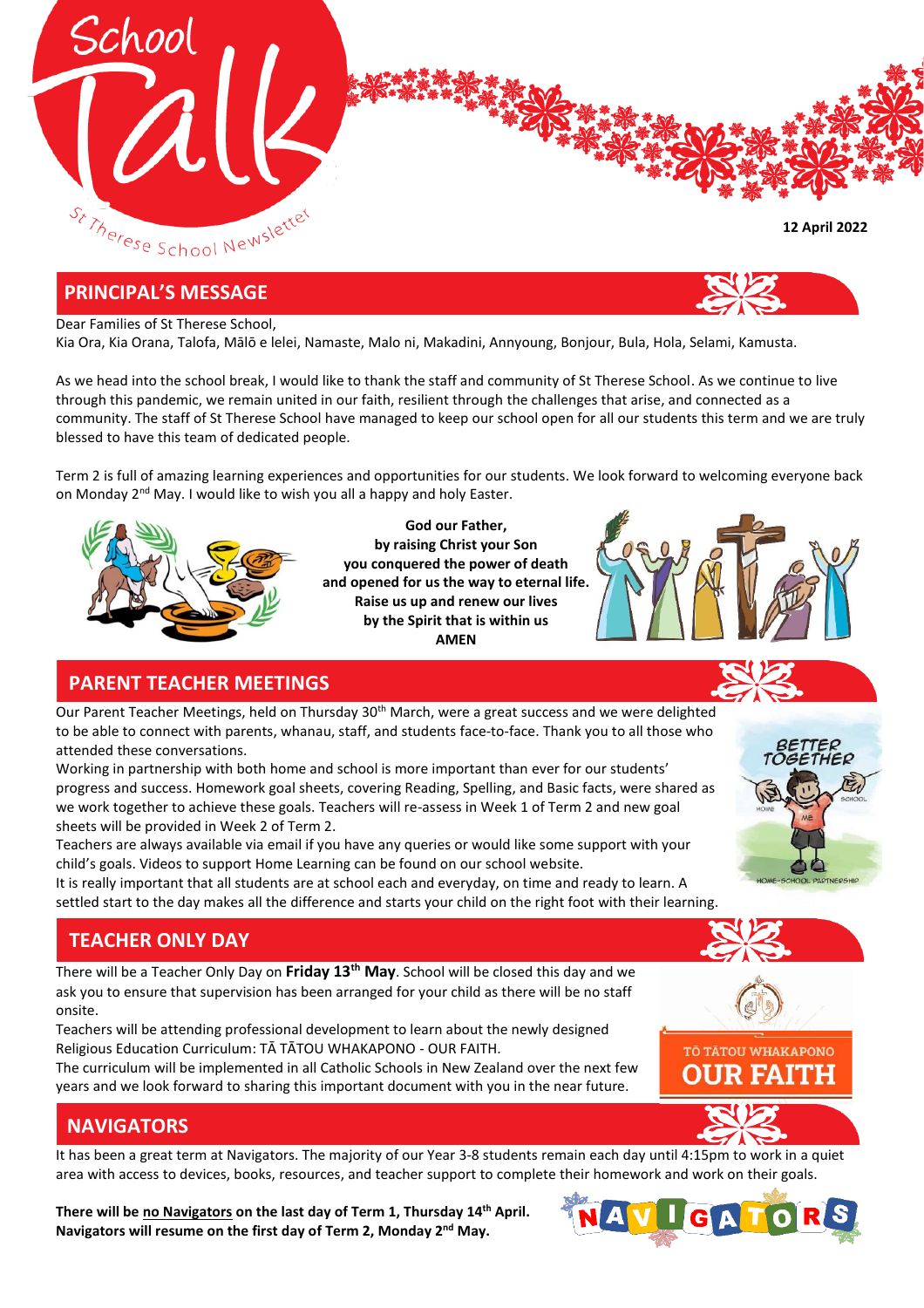# School Talk

St Therese School Newsletter

12 April 2022

## PRINCIPAL'S MESSAGE

Dear Families of St Therese School,
Kia Ora, Kia Orana, Talofa, Mālō e lelei, Namaste, Malo ni, Makadini, Annyoung, Bonjour, Bula, Hola, Selami, Kamusta.

As we head into the school break, I would like to thank the staff and community of St Therese School. As we continue to live through this pandemic, we remain united in our faith, resilient through the challenges that arise, and connected as a community. The staff of St Therese School have managed to keep our school open for all our students this term and we are truly blessed to have this team of dedicated people.

Term 2 is full of amazing learning experiences and opportunities for our students. We look forward to welcoming everyone back on Monday 2nd May. I would like to wish you all a happy and holy Easter.

**God our Father,**
**by raising Christ your Son**
**you conquered the power of death**
**and opened for us the way to eternal life.**
**Raise us up and renew our lives**
**by the Spirit that is within us**
**AMEN**

## PARENT TEACHER MEETINGS

Our Parent Teacher Meetings, held on Thursday 30th March, were a great success and we were delighted to be able to connect with parents, whanau, staff, and students face-to-face. Thank you to all those who attended these conversations.

Working in partnership with both home and school is more important than ever for our students' progress and success. Homework goal sheets, covering Reading, Spelling, and Basic facts, were shared as we work together to achieve these goals. Teachers will re-assess in Week 1 of Term 2 and new goal sheets will be provided in Week 2 of Term 2.

Teachers are always available via email if you have any queries or would like some support with your child's goals. Videos to support Home Learning can be found on our school website.

It is really important that all students are at school each and everyday, on time and ready to learn. A settled start to the day makes all the difference and starts your child on the right foot with their learning.

## TEACHER ONLY DAY

There will be a Teacher Only Day on **Friday 13th May**. School will be closed this day and we ask you to ensure that supervision has been arranged for your child as there will be no staff onsite.

Teachers will be attending professional development to learn about the newly designed Religious Education Curriculum: TĀ TĀTOU WHAKAPONO - OUR FAITH.

The curriculum will be implemented in all Catholic Schools in New Zealand over the next few years and we look forward to sharing this important document with you in the near future.

## NAVIGATORS

It has been a great term at Navigators. The majority of our Year 3-8 students remain each day until 4:15pm to work in a quiet area with access to devices, books, resources, and teacher support to complete their homework and work on their goals.

**There will be no Navigators on the last day of Term 1, Thursday 14th April.**
**Navigators will resume on the first day of Term 2, Monday 2nd May.**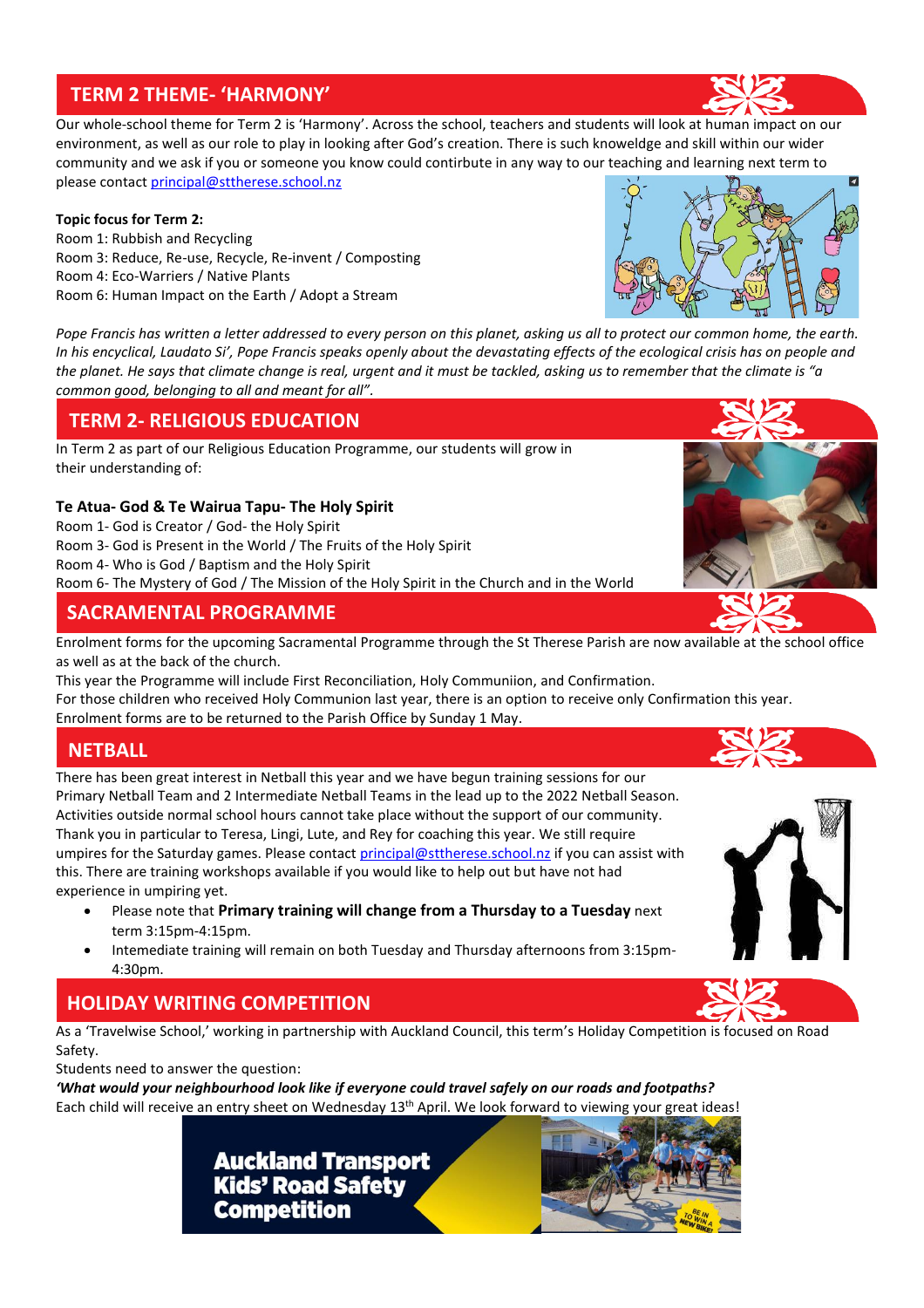## TERM 2 THEME- 'HARMONY'

Our whole-school theme for Term 2 is 'Harmony'. Across the school, teachers and students will look at human impact on our environment, as well as our role to play in looking after God's creation. There is such knoweldge and skill within our wider community and we ask if you or someone you know could contirbute in any way to our teaching and learning next term to please contact principal@sttherese.school.nz

**Topic focus for Term 2:**
Room 1: Rubbish and Recycling
Room 3: Reduce, Re-use, Recycle, Re-invent / Composting
Room 4: Eco-Warriers / Native Plants
Room 6: Human Impact on the Earth / Adopt a Stream

*Pope Francis has written a letter addressed to every person on this planet, asking us all to protect our common home, the earth. In his encyclical, Laudato Si', Pope Francis speaks openly about the devastating effects of the ecological crisis has on people and the planet. He says that climate change is real, urgent and it must be tackled, asking us to remember that the climate is "a common good, belonging to all and meant for all".*

## TERM 2- RELIGIOUS EDUCATION

In Term 2 as part of our Religious Education Programme, our students will grow in their understanding of:

**Te Atua- God & Te Wairua Tapu- The Holy Spirit**
Room 1- God is Creator / God- the Holy Spirit
Room 3- God is Present in the World / The Fruits of the Holy Spirit
Room 4- Who is God / Baptism and the Holy Spirit
Room 6- The Mystery of God / The Mission of the Holy Spirit in the Church and in the World

## SACRAMENTAL PROGRAMME

Enrolment forms for the upcoming Sacramental Programme through the St Therese Parish are now available at the school office as well as at the back of the church.
This year the Programme will include First Reconciliation, Holy Communiion, and Confirmation.
For those children who received Holy Communion last year, there is an option to receive only Confirmation this year.
Enrolment forms are to be returned to the Parish Office by Sunday 1 May.

## NETBALL

There has been great interest in Netball this year and we have begun training sessions for our Primary Netball Team and 2 Intermediate Netball Teams in the lead up to the 2022 Netball Season. Activities outside normal school hours cannot take place without the support of our community. Thank you in particular to Teresa, Lingi, Lute, and Rey for coaching this year. We still require umpires for the Saturday games. Please contact principal@sttherese.school.nz if you can assist with this. There are training workshops available if you would like to help out but have not had experience in umpiring yet.

- Please note that **Primary training will change from a Thursday to a Tuesday** next term 3:15pm-4:15pm.
- Intemediate training will remain on both Tuesday and Thursday afternoons from 3:15pm-4:30pm.

## HOLIDAY WRITING COMPETITION

As a 'Travelwise School,' working in partnership with Auckland Council, this term's Holiday Competition is focused on Road Safety.
Students need to answer the question:
***'What would your neighbourhood look like if everyone could travel safely on our roads and footpaths?***
Each child will receive an entry sheet on Wednesday 13th April. We look forward to viewing your great ideas!

Auckland Transport Kids' Road Safety Competition